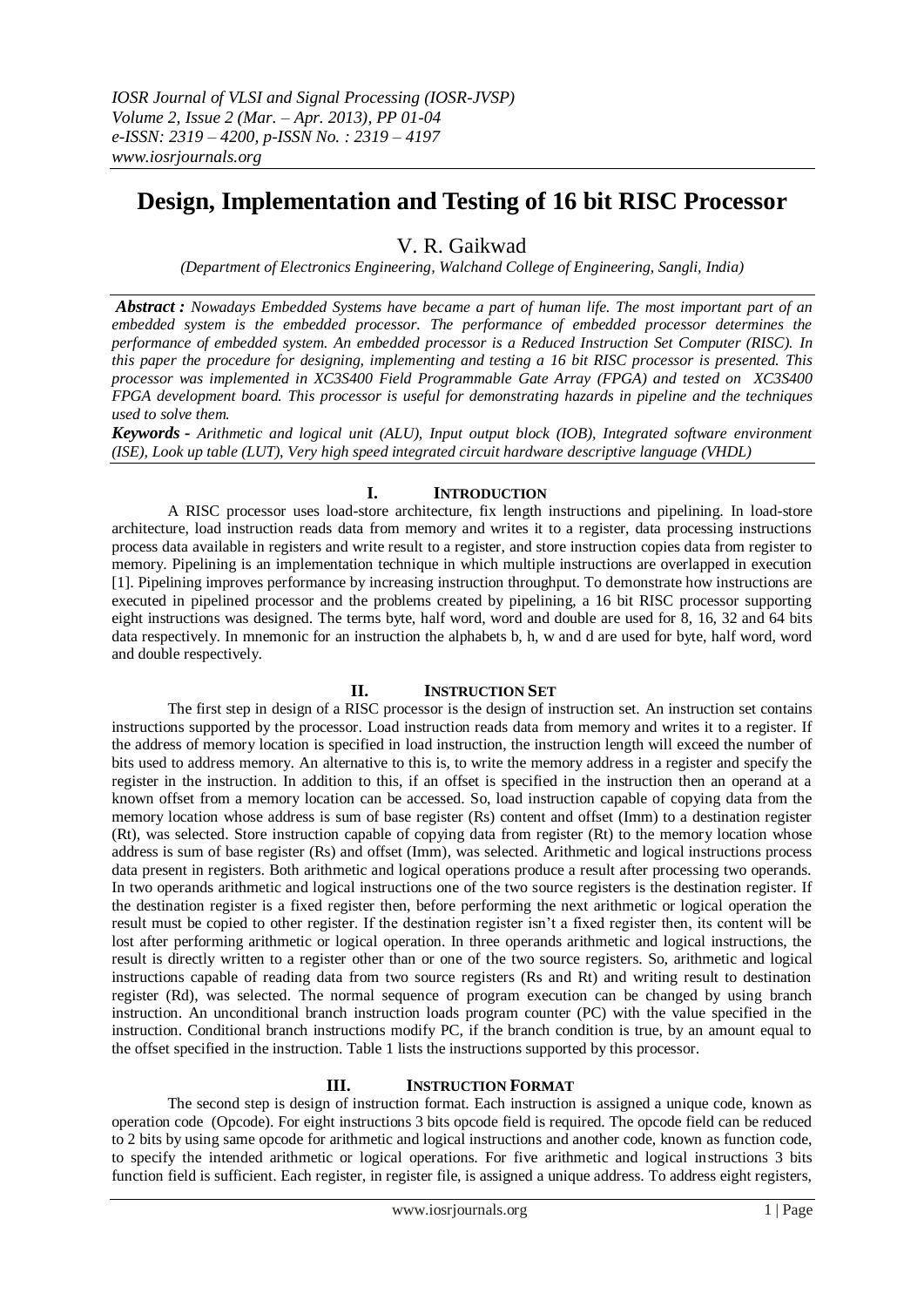# Design, Implementation and Testing of 16 bit RISC Processor

V. R. Gaikwad

*(Department of Electronics Engineering, Walchand College of Engineering, Sangli, India)*

***Abstract :*** *Nowadays Embedded Systems have became a part of human life. The most important part of an embedded system is the embedded processor. The performance of embedded processor determines the performance of embedded system. An embedded processor is a Reduced Instruction Set Computer (RISC). In this paper the procedure for designing, implementing and testing a 16 bit RISC processor is presented. This processor was implemented in XC3S400 Field Programmable Gate Array (FPGA) and tested on XC3S400 FPGA development board. This processor is useful for demonstrating hazards in pipeline and the techniques used to solve them.*

***Keywords -*** *Arithmetic and logical unit (ALU), Input output block (IOB), Integrated software environment (ISE), Look up table (LUT), Very high speed integrated circuit hardware descriptive language (VHDL)*

## I. Introduction

A RISC processor uses load-store architecture, fix length instructions and pipelining. In load-store architecture, load instruction reads data from memory and writes it to a register, data processing instructions process data available in registers and write result to a register, and store instruction copies data from register to memory. Pipelining is an implementation technique in which multiple instructions are overlapped in execution [1]. Pipelining improves performance by increasing instruction throughput. To demonstrate how instructions are executed in pipelined processor and the problems created by pipelining, a 16 bit RISC processor supporting eight instructions was designed. The terms byte, half word, word and double are used for 8, 16, 32 and 64 bits data respectively. In mnemonic for an instruction the alphabets b, h, w and d are used for byte, half word, word and double respectively.

## II. Instruction Set

The first step in design of a RISC processor is the design of instruction set. An instruction set contains instructions supported by the processor. Load instruction reads data from memory and writes it to a register. If the address of memory location is specified in load instruction, the instruction length will exceed the number of bits used to address memory. An alternative to this is, to write the memory address in a register and specify the register in the instruction. In addition to this, if an offset is specified in the instruction then an operand at a known offset from a memory location can be accessed. So, load instruction capable of copying data from the memory location whose address is sum of base register (Rs) content and offset (Imm) to a destination register (Rt), was selected. Store instruction capable of copying data from register (Rt) to the memory location whose address is sum of base register (Rs) and offset (Imm), was selected. Arithmetic and logical instructions process data present in registers. Both arithmetic and logical operations produce a result after processing two operands. In two operands arithmetic and logical instructions one of the two source registers is the destination register. If the destination register is a fixed register then, before performing the next arithmetic or logical operation the result must be copied to other register. If the destination register isn't a fixed register then, its content will be lost after performing arithmetic or logical operation. In three operands arithmetic and logical instructions, the result is directly written to a register other than or one of the two source registers. So, arithmetic and logical instructions capable of reading data from two source registers (Rs and Rt) and writing result to destination register (Rd), was selected. The normal sequence of program execution can be changed by using branch instruction. An unconditional branch instruction loads program counter (PC) with the value specified in the instruction. Conditional branch instructions modify PC, if the branch condition is true, by an amount equal to the offset specified in the instruction. Table 1 lists the instructions supported by this processor.

## III. Instruction Format

The second step is design of instruction format. Each instruction is assigned a unique code, known as operation code (Opcode). For eight instructions 3 bits opcode field is required. The opcode field can be reduced to 2 bits by using same opcode for arithmetic and logical instructions and another code, known as function code, to specify the intended arithmetic or logical operations. For five arithmetic and logical instructions 3 bits function field is sufficient. Each register, in register file, is assigned a unique address. To address eight registers,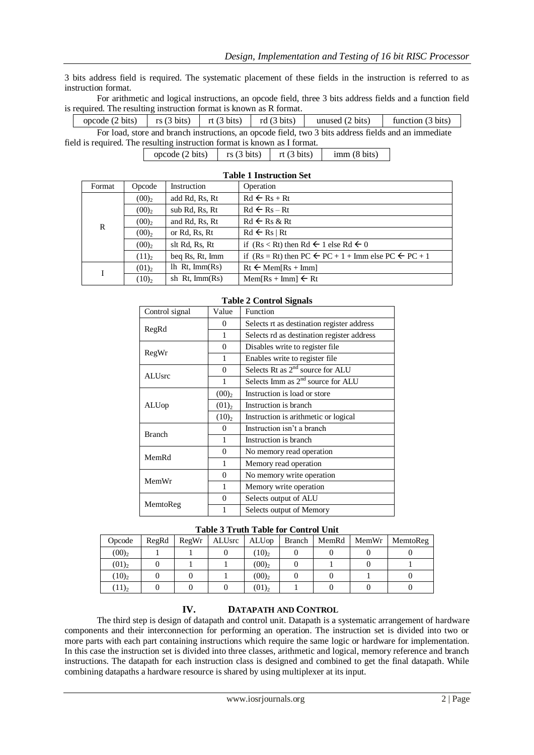3 bits address field is required. The systematic placement of these fields in the instruction is referred to as instruction format.

For arithmetic and logical instructions, an opcode field, three 3 bits address fields and a function field is required. The resulting instruction format is known as R format.

| opcode (2 bits) | rs (3 bits) | rt (3 bits) | rd (3 bits) | unused (2 bits) | function (3 bits) |
|---|---|---|---|---|---|

For load, store and branch instructions, an opcode field, two 3 bits address fields and an immediate field is required. The resulting instruction format is known as I format.

| opcode (2 bits) | rs (3 bits) | rt (3 bits) | imm (8 bits) |
|---|---|---|---|

**Table 1 Instruction Set**

| Format | Opcode | Instruction | Operation |
|---|---|---|---|
| R | $(00)_2$ | add Rd, Rs, Rt | Rd ← Rs + Rt |
| | $(00)_2$ | sub Rd, Rs, Rt | Rd ← Rs – Rt |
| | $(00)_2$ | and Rd, Rs, Rt | Rd ← Rs & Rt |
| | $(00)_2$ | or Rd, Rs, Rt | Rd ← Rs \| Rt |
| | $(00)_2$ | slt Rd, Rs, Rt | if (Rs < Rt) then Rd ← 1 else Rd ← 0 |
| | $(11)_2$ | beq Rs, Rt, Imm | if (Rs = Rt) then PC ← PC + 1 + Imm else PC ← PC + 1 |
| I | $(01)_2$ | lh Rt, Imm(Rs) | Rt ← Mem[Rs + Imm] |
| | $(10)_2$ | sh Rt, Imm(Rs) | Mem[Rs + Imm] ← Rt |

**Table 2 Control Signals**

| Control signal | Value | Function |
|---|---|---|
| RegRd | 0 | Selects rt as destination register address |
| | 1 | Selects rd as destination register address |
| RegWr | 0 | Disables write to register file |
| | 1 | Enables write to register file |
| ALUsrc | 0 | Selects Rt as 2nd source for ALU |
| | 1 | Selects Imm as 2nd source for ALU |
| ALUop | $(00)_2$ | Instruction is load or store |
| | $(01)_2$ | Instruction is branch |
| | $(10)_2$ | Instruction is arithmetic or logical |
| Branch | 0 | Instruction isn't a branch |
| | 1 | Instruction is branch |
| MemRd | 0 | No memory read operation |
| | 1 | Memory read operation |
| MemWr | 0 | No memory write operation |
| | 1 | Memory write operation |
| MemtoReg | 0 | Selects output of ALU |
| | 1 | Selects output of Memory |

**Table 3 Truth Table for Control Unit**

| Opcode | RegRd | RegWr | ALUsrc | ALUop | Branch | MemRd | MemWr | MemtoReg |
|---|---|---|---|---|---|---|---|---|
| $(00)_2$ | 1 | 1 | 0 | $(10)_2$ | 0 | 0 | 0 | 0 |
| $(01)_2$ | 0 | 1 | 1 | $(00)_2$ | 0 | 1 | 0 | 1 |
| $(10)_2$ | 0 | 0 | 1 | $(00)_2$ | 0 | 0 | 1 | 0 |
| $(11)_2$ | 0 | 0 | 0 | $(01)_2$ | 1 | 0 | 0 | 0 |

## IV. DATAPATH AND CONTROL

The third step is design of datapath and control unit. Datapath is a systematic arrangement of hardware components and their interconnection for performing an operation. The instruction set is divided into two or more parts with each part containing instructions which require the same logic or hardware for implementation. In this case the instruction set is divided into three classes, arithmetic and logical, memory reference and branch instructions. The datapath for each instruction class is designed and combined to get the final datapath. While combining datapaths a hardware resource is shared by using multiplexer at its input.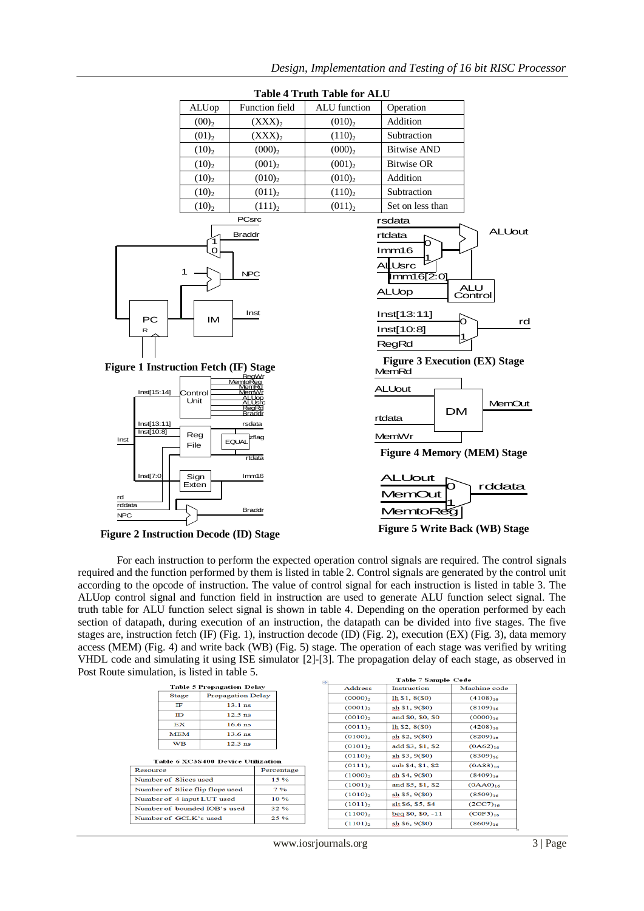**Table 4 Truth Table for ALU**

| ALUop | Function field | ALU function | Operation |
|---|---|---|---|
| $(00)_2$ | $(XXX)_2$ | $(010)_2$ | Addition |
| $(01)_2$ | $(XXX)_2$ | $(110)_2$ | Subtraction |
| $(10)_2$ | $(000)_2$ | $(000)_2$ | Bitwise AND |
| $(10)_2$ | $(001)_2$ | $(001)_2$ | Bitwise OR |
| $(10)_2$ | $(010)_2$ | $(010)_2$ | Addition |
| $(10)_2$ | $(011)_2$ | $(110)_2$ | Subtraction |
| $(10)_2$ | $(111)_2$ | $(011)_2$ | Set on less than |

**Figure 1 Instruction Fetch (IF) Stage**

**Figure 2 Instruction Decode (ID) Stage**

**Figure 3 Execution (EX) Stage**

**Figure 4 Memory (MEM) Stage**

**Figure 5 Write Back (WB) Stage**

For each instruction to perform the expected operation control signals are required. The control signals required and the function performed by them is listed in table 2. Control signals are generated by the control unit according to the opcode of instruction. The value of control signal for each instruction is listed in table 3. The ALUop control signal and function field in instruction are used to generate ALU function select signal. The truth table for ALU function select signal is shown in table 4. Depending on the operation performed by each section of datapath, during execution of an instruction, the datapath can be divided into five stages. The five stages are, instruction fetch (IF) (Fig. 1), instruction decode (ID) (Fig. 2), execution (EX) (Fig. 3), data memory (MEM) (Fig. 4) and write back (WB) (Fig. 5) stage. The operation of each stage was verified by writing VHDL code and simulating it using ISE simulator [2]-[3]. The propagation delay of each stage, as observed in Post Route simulation, is listed in table 5.

**Table 5 Propagation Delay**

| Stage | Propagation Delay |
|---|---|
| IF | 13.1 ns |
| ID | 12.5 ns |
| EX | 16.6 ns |
| MEM | 13.6 ns |
| WB | 12.3 ns |

**Table 6 XC3S400 Device Utilization**

| Resource | Percentage |
|---|---|
| Number of Slices used | 15 % |
| Number of Slice flip flops used | 7 % |
| Number of 4 input LUT used | 10 % |
| Number of bounded IOB's used | 32 % |
| Number of GCLK's used | 25 % |

**Table 7 Sample Code**

| Address | Instruction | Machine code |
|---|---|---|
| $(0000)_2$ | lh $1, 8($0) | $(4108)_{16}$ |
| $(0001)_2$ | sh $1, 9($0) | $(8109)_{16}$ |
| $(0010)_2$ | and $0, $0, $0 | $(0000)_{16}$ |
| $(0011)_2$ | lh $2, 8($0) | $(4208)_{16}$ |
| $(0100)_2$ | sh $2, 9($0) | $(8209)_{16}$ |
| $(0101)_2$ | add $3, $1, $2 | $(0A62)_{16}$ |
| $(0110)_2$ | sh $3, 9($0) | $(8309)_{16}$ |
| $(0111)_2$ | sub $4, $1, $2 | $(0A83)_{16}$ |
| $(1000)_2$ | sh $4, 9($0) | $(8409)_{16}$ |
| $(1001)_2$ | and $5, $1, $2 | $(0AA0)_{16}$ |
| $(1010)_2$ | sh $5, 9($0) | $(8509)_{16}$ |
| $(1011)_2$ | slt $6, $5, $4 | $(2CC7)_{16}$ |
| $(1100)_2$ | beq $0, $0, -11 | $(C0F5)_{16}$ |
| $(1101)_2$ | sh $6, 9($0) | $(8609)_{16}$ |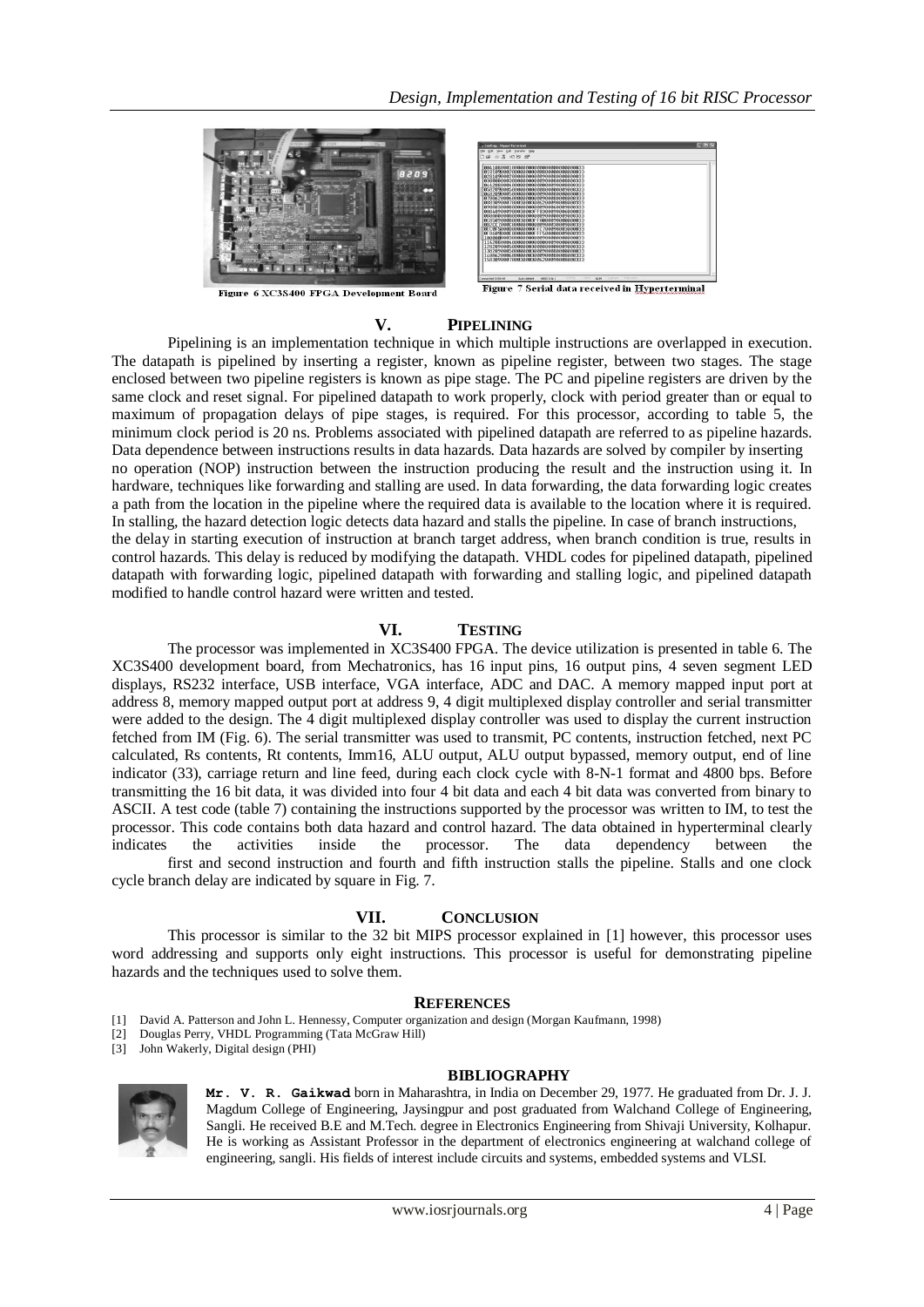Figure 6 XC3S400 FPGA Development Board

Figure 7 Serial data received in Hyperterminal

## V. PIPELINING

Pipelining is an implementation technique in which multiple instructions are overlapped in execution. The datapath is pipelined by inserting a register, known as pipeline register, between two stages. The stage enclosed between two pipeline registers is known as pipe stage. The PC and pipeline registers are driven by the same clock and reset signal. For pipelined datapath to work properly, clock with period greater than or equal to maximum of propagation delays of pipe stages, is required. For this processor, according to table 5, the minimum clock period is 20 ns. Problems associated with pipelined datapath are referred to as pipeline hazards. Data dependence between instructions results in data hazards. Data hazards are solved by compiler by inserting no operation (NOP) instruction between the instruction producing the result and the instruction using it. In hardware, techniques like forwarding and stalling are used. In data forwarding, the data forwarding logic creates a path from the location in the pipeline where the required data is available to the location where it is required. In stalling, the hazard detection logic detects data hazard and stalls the pipeline. In case of branch instructions, the delay in starting execution of instruction at branch target address, when branch condition is true, results in control hazards. This delay is reduced by modifying the datapath. VHDL codes for pipelined datapath, pipelined datapath with forwarding logic, pipelined datapath with forwarding and stalling logic, and pipelined datapath modified to handle control hazard were written and tested.

## VI. TESTING

The processor was implemented in XC3S400 FPGA. The device utilization is presented in table 6. The XC3S400 development board, from Mechatronics, has 16 input pins, 16 output pins, 4 seven segment LED displays, RS232 interface, USB interface, VGA interface, ADC and DAC. A memory mapped input port at address 8, memory mapped output port at address 9, 4 digit multiplexed display controller and serial transmitter were added to the design. The 4 digit multiplexed display controller was used to display the current instruction fetched from IM (Fig. 6). The serial transmitter was used to transmit, PC contents, instruction fetched, next PC calculated, Rs contents, Rt contents, Imm16, ALU output, ALU output bypassed, memory output, end of line indicator (33), carriage return and line feed, during each clock cycle with 8-N-1 format and 4800 bps. Before transmitting the 16 bit data, it was divided into four 4 bit data and each 4 bit data was converted from binary to ASCII. A test code (table 7) containing the instructions supported by the processor was written to IM, to test the processor. This code contains both data hazard and control hazard. The data obtained in hyperterminal clearly indicates the activities inside the processor. The data dependency between the first and second instruction and fourth and fifth instruction stalls the pipeline. Stalls and one clock cycle branch delay are indicated by square in Fig. 7.

## VII. CONCLUSION

This processor is similar to the 32 bit MIPS processor explained in [1] however, this processor uses word addressing and supports only eight instructions. This processor is useful for demonstrating pipeline hazards and the techniques used to solve them.

## REFERENCES

[1] David A. Patterson and John L. Hennessy, Computer organization and design (Morgan Kaufmann, 1998)
[2] Douglas Perry, VHDL Programming (Tata McGraw Hill)
[3] John Wakerly, Digital design (PHI)

## BIBLIOGRAPHY

**Mr. V. R. Gaikwad** born in Maharashtra, in India on December 29, 1977. He graduated from Dr. J. J. Magdum College of Engineering, Jaysingpur and post graduated from Walchand College of Engineering, Sangli. He received B.E and M.Tech. degree in Electronics Engineering from Shivaji University, Kolhapur. He is working as Assistant Professor in the department of electronics engineering at walchand college of engineering, sangli. His fields of interest include circuits and systems, embedded systems and VLSI.